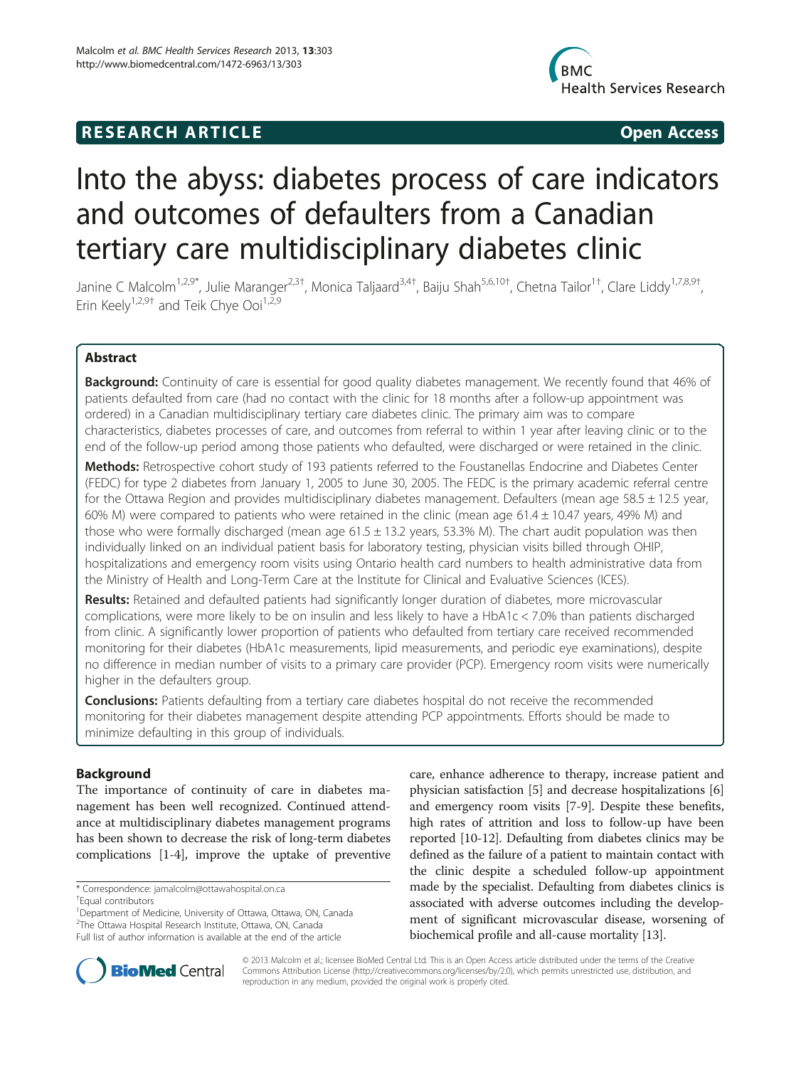RESEARCH ARTICLE Open Access

# Into the abyss: diabetes process of care indicators and outcomes of defaulters from a Canadian tertiary care multidisciplinary diabetes clinic

Janine C Malcolm[1,2,9*], Julie Maranger[2,3†], Monica Taljaard[3,4†], Baiju Shah[5,6,10†], Chetna Tailor[1†], Clare Liddy[1,7,8,9†], Erin Keely[1,2,9†] and Teik Chye Ooi[1,2,9]

## Abstract

**Background:** Continuity of care is essential for good quality diabetes management. We recently found that 46% of patients defaulted from care (had no contact with the clinic for 18 months after a follow-up appointment was ordered) in a Canadian multidisciplinary tertiary care diabetes clinic. The primary aim was to compare characteristics, diabetes processes of care, and outcomes from referral to within 1 year after leaving clinic or to the end of the follow-up period among those patients who defaulted, were discharged or were retained in the clinic.

**Methods:** Retrospective cohort study of 193 patients referred to the Foustanellas Endocrine and Diabetes Center (FEDC) for type 2 diabetes from January 1, 2005 to June 30, 2005. The FEDC is the primary academic referral centre for the Ottawa Region and provides multidisciplinary diabetes management. Defaulters (mean age 58.5 ± 12.5 year, 60% M) were compared to patients who were retained in the clinic (mean age 61.4 ± 10.47 years, 49% M) and those who were formally discharged (mean age 61.5 ± 13.2 years, 53.3% M). The chart audit population was then individually linked on an individual patient basis for laboratory testing, physician visits billed through OHIP, hospitalizations and emergency room visits using Ontario health card numbers to health administrative data from the Ministry of Health and Long-Term Care at the Institute for Clinical and Evaluative Sciences (ICES).

**Results:** Retained and defaulted patients had significantly longer duration of diabetes, more microvascular complications, were more likely to be on insulin and less likely to have a HbA1c < 7.0% than patients discharged from clinic. A significantly lower proportion of patients who defaulted from tertiary care received recommended monitoring for their diabetes (HbA1c measurements, lipid measurements, and periodic eye examinations), despite no difference in median number of visits to a primary care provider (PCP). Emergency room visits were numerically higher in the defaulters group.

**Conclusions:** Patients defaulting from a tertiary care diabetes hospital do not receive the recommended monitoring for their diabetes management despite attending PCP appointments. Efforts should be made to minimize defaulting in this group of individuals.

## Background

The importance of continuity of care in diabetes management has been well recognized. Continued attendance at multidisciplinary diabetes management programs has been shown to decrease the risk of long-term diabetes complications [1-4], improve the uptake of preventive care, enhance adherence to therapy, increase patient and physician satisfaction [5] and decrease hospitalizations [6] and emergency room visits [7-9]. Despite these benefits, high rates of attrition and loss to follow-up have been reported [10-12]. Defaulting from diabetes clinics may be defined as the failure of a patient to maintain contact with the clinic despite a scheduled follow-up appointment made by the specialist. Defaulting from diabetes clinics is associated with adverse outcomes including the development of significant microvascular disease, worsening of biochemical profile and all-cause mortality [13].

\* Correspondence: jamalcolm@ottawahospital.on.ca

†Equal contributors

[1]Department of Medicine, University of Ottawa, Ottawa, ON, Canada

[2]The Ottawa Hospital Research Institute, Ottawa, ON, Canada

Full list of author information is available at the end of the article

© 2013 Malcolm et al.; licensee BioMed Central Ltd. This is an Open Access article distributed under the terms of the Creative Commons Attribution License (http://creativecommons.org/licenses/by/2.0), which permits unrestricted use, distribution, and reproduction in any medium, provided the original work is properly cited.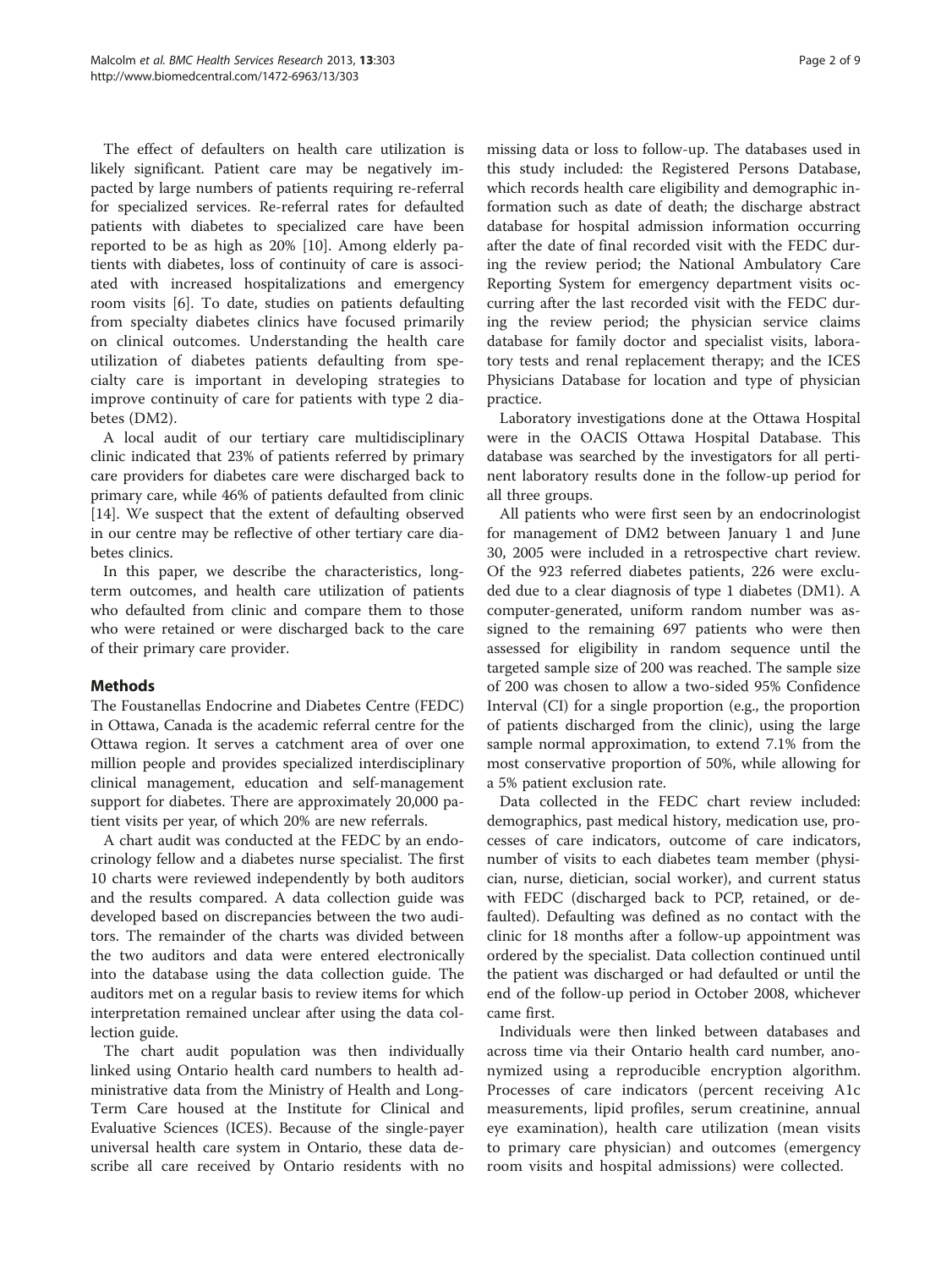The effect of defaulters on health care utilization is likely significant. Patient care may be negatively impacted by large numbers of patients requiring re-referral for specialized services. Re-referral rates for defaulted patients with diabetes to specialized care have been reported to be as high as 20% [10]. Among elderly patients with diabetes, loss of continuity of care is associated with increased hospitalizations and emergency room visits [6]. To date, studies on patients defaulting from specialty diabetes clinics have focused primarily on clinical outcomes. Understanding the health care utilization of diabetes patients defaulting from specialty care is important in developing strategies to improve continuity of care for patients with type 2 diabetes (DM2).

A local audit of our tertiary care multidisciplinary clinic indicated that 23% of patients referred by primary care providers for diabetes care were discharged back to primary care, while 46% of patients defaulted from clinic [14]. We suspect that the extent of defaulting observed in our centre may be reflective of other tertiary care diabetes clinics.

In this paper, we describe the characteristics, long-term outcomes, and health care utilization of patients who defaulted from clinic and compare them to those who were retained or were discharged back to the care of their primary care provider.

## Methods

The Foustanellas Endocrine and Diabetes Centre (FEDC) in Ottawa, Canada is the academic referral centre for the Ottawa region. It serves a catchment area of over one million people and provides specialized interdisciplinary clinical management, education and self-management support for diabetes. There are approximately 20,000 patient visits per year, of which 20% are new referrals.

A chart audit was conducted at the FEDC by an endocrinology fellow and a diabetes nurse specialist. The first 10 charts were reviewed independently by both auditors and the results compared. A data collection guide was developed based on discrepancies between the two auditors. The remainder of the charts was divided between the two auditors and data were entered electronically into the database using the data collection guide. The auditors met on a regular basis to review items for which interpretation remained unclear after using the data collection guide.

The chart audit population was then individually linked using Ontario health card numbers to health administrative data from the Ministry of Health and Long-Term Care housed at the Institute for Clinical and Evaluative Sciences (ICES). Because of the single-payer universal health care system in Ontario, these data describe all care received by Ontario residents with no missing data or loss to follow-up. The databases used in this study included: the Registered Persons Database, which records health care eligibility and demographic information such as date of death; the discharge abstract database for hospital admission information occurring after the date of final recorded visit with the FEDC during the review period; the National Ambulatory Care Reporting System for emergency department visits occurring after the last recorded visit with the FEDC during the review period; the physician service claims database for family doctor and specialist visits, laboratory tests and renal replacement therapy; and the ICES Physicians Database for location and type of physician practice.

Laboratory investigations done at the Ottawa Hospital were in the OACIS Ottawa Hospital Database. This database was searched by the investigators for all pertinent laboratory results done in the follow-up period for all three groups.

All patients who were first seen by an endocrinologist for management of DM2 between January 1 and June 30, 2005 were included in a retrospective chart review. Of the 923 referred diabetes patients, 226 were excluded due to a clear diagnosis of type 1 diabetes (DM1). A computer-generated, uniform random number was assigned to the remaining 697 patients who were then assessed for eligibility in random sequence until the targeted sample size of 200 was reached. The sample size of 200 was chosen to allow a two-sided 95% Confidence Interval (CI) for a single proportion (e.g., the proportion of patients discharged from the clinic), using the large sample normal approximation, to extend 7.1% from the most conservative proportion of 50%, while allowing for a 5% patient exclusion rate.

Data collected in the FEDC chart review included: demographics, past medical history, medication use, processes of care indicators, outcome of care indicators, number of visits to each diabetes team member (physician, nurse, dietician, social worker), and current status with FEDC (discharged back to PCP, retained, or defaulted). Defaulting was defined as no contact with the clinic for 18 months after a follow-up appointment was ordered by the specialist. Data collection continued until the patient was discharged or had defaulted or until the end of the follow-up period in October 2008, whichever came first.

Individuals were then linked between databases and across time via their Ontario health card number, anonymized using a reproducible encryption algorithm. Processes of care indicators (percent receiving A1c measurements, lipid profiles, serum creatinine, annual eye examination), health care utilization (mean visits to primary care physician) and outcomes (emergency room visits and hospital admissions) were collected.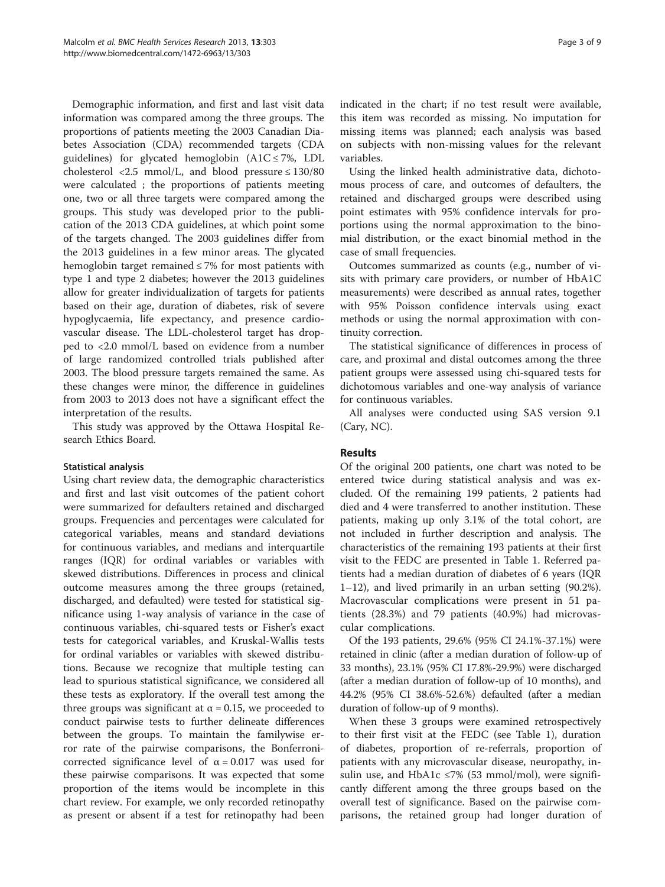Demographic information, and first and last visit data information was compared among the three groups. The proportions of patients meeting the 2003 Canadian Diabetes Association (CDA) recommended targets (CDA guidelines) for glycated hemoglobin (A1C ≤ 7%, LDL cholesterol <2.5 mmol/L, and blood pressure ≤ 130/80 were calculated ; the proportions of patients meeting one, two or all three targets were compared among the groups. This study was developed prior to the publication of the 2013 CDA guidelines, at which point some of the targets changed. The 2003 guidelines differ from the 2013 guidelines in a few minor areas. The glycated hemoglobin target remained ≤ 7% for most patients with type 1 and type 2 diabetes; however the 2013 guidelines allow for greater individualization of targets for patients based on their age, duration of diabetes, risk of severe hypoglycaemia, life expectancy, and presence cardiovascular disease. The LDL-cholesterol target has dropped to <2.0 mmol/L based on evidence from a number of large randomized controlled trials published after 2003. The blood pressure targets remained the same. As these changes were minor, the difference in guidelines from 2003 to 2013 does not have a significant effect the interpretation of the results.

This study was approved by the Ottawa Hospital Research Ethics Board.

### Statistical analysis

Using chart review data, the demographic characteristics and first and last visit outcomes of the patient cohort were summarized for defaulters retained and discharged groups. Frequencies and percentages were calculated for categorical variables, means and standard deviations for continuous variables, and medians and interquartile ranges (IQR) for ordinal variables or variables with skewed distributions. Differences in process and clinical outcome measures among the three groups (retained, discharged, and defaulted) were tested for statistical significance using 1-way analysis of variance in the case of continuous variables, chi-squared tests or Fisher's exact tests for categorical variables, and Kruskal-Wallis tests for ordinal variables or variables with skewed distributions. Because we recognize that multiple testing can lead to spurious statistical significance, we considered all these tests as exploratory. If the overall test among the three groups was significant at $\alpha = 0.15$, we proceeded to conduct pairwise tests to further delineate differences between the groups. To maintain the familywise error rate of the pairwise comparisons, the Bonferroni-corrected significance level of $\alpha = 0.017$ was used for these pairwise comparisons. It was expected that some proportion of the items would be incomplete in this chart review. For example, we only recorded retinopathy as present or absent if a test for retinopathy had been indicated in the chart; if no test result were available, this item was recorded as missing. No imputation for missing items was planned; each analysis was based on subjects with non-missing values for the relevant variables.

Using the linked health administrative data, dichotomous process of care, and outcomes of defaulters, the retained and discharged groups were described using point estimates with 95% confidence intervals for proportions using the normal approximation to the binomial distribution, or the exact binomial method in the case of small frequencies.

Outcomes summarized as counts (e.g., number of visits with primary care providers, or number of HbA1C measurements) were described as annual rates, together with 95% Poisson confidence intervals using exact methods or using the normal approximation with continuity correction.

The statistical significance of differences in process of care, and proximal and distal outcomes among the three patient groups were assessed using chi-squared tests for dichotomous variables and one-way analysis of variance for continuous variables.

All analyses were conducted using SAS version 9.1 (Cary, NC).

## Results

Of the original 200 patients, one chart was noted to be entered twice during statistical analysis and was excluded. Of the remaining 199 patients, 2 patients had died and 4 were transferred to another institution. These patients, making up only 3.1% of the total cohort, are not included in further description and analysis. The characteristics of the remaining 193 patients at their first visit to the FEDC are presented in Table 1. Referred patients had a median duration of diabetes of 6 years (IQR 1–12), and lived primarily in an urban setting (90.2%). Macrovascular complications were present in 51 patients (28.3%) and 79 patients (40.9%) had microvascular complications.

Of the 193 patients, 29.6% (95% CI 24.1%-37.1%) were retained in clinic (after a median duration of follow-up of 33 months), 23.1% (95% CI 17.8%-29.9%) were discharged (after a median duration of follow-up of 10 months), and 44.2% (95% CI 38.6%-52.6%) defaulted (after a median duration of follow-up of 9 months).

When these 3 groups were examined retrospectively to their first visit at the FEDC (see Table 1), duration of diabetes, proportion of re-referrals, proportion of patients with any microvascular disease, neuropathy, insulin use, and HbA1c ≤7% (53 mmol/mol), were significantly different among the three groups based on the overall test of significance. Based on the pairwise comparisons, the retained group had longer duration of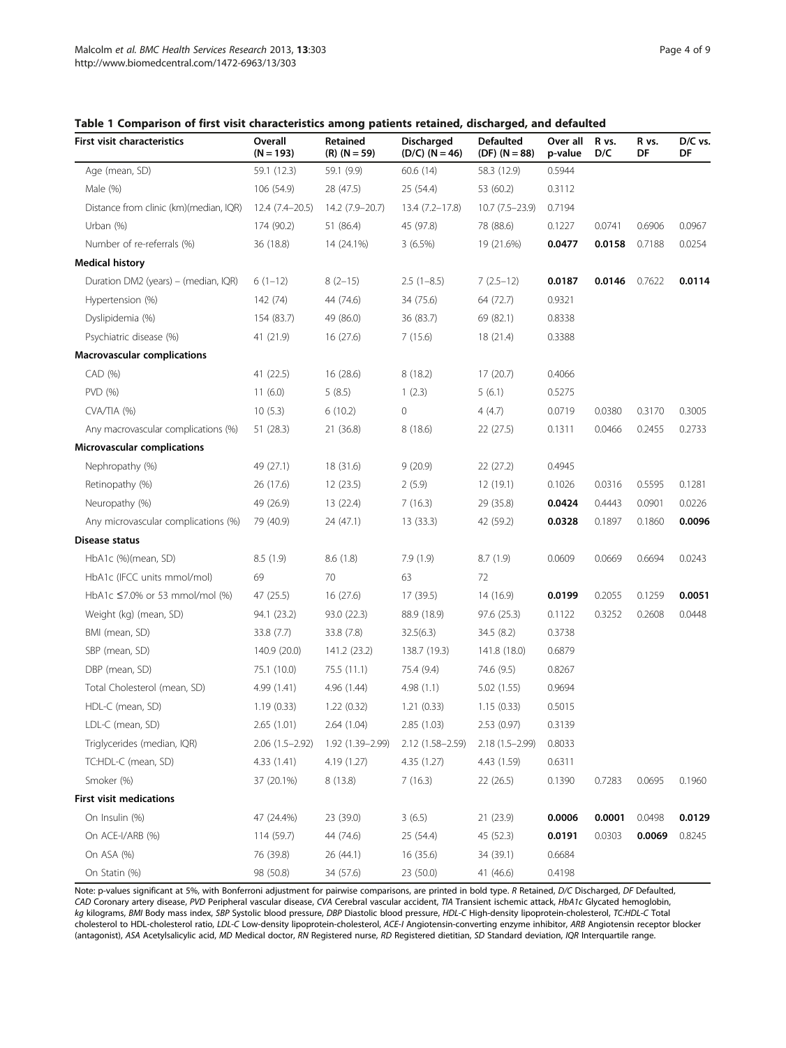**Table 1 Comparison of first visit characteristics among patients retained, discharged, and defaulted**

| First visit characteristics | Overall (N = 193) | Retained (R) (N = 59) | Discharged (D/C) (N = 46) | Defaulted (DF) (N = 88) | Over all p-value | R vs. D/C | R vs. DF | D/C vs. DF |
|---|---|---|---|---|---|---|---|---|
| Age (mean, SD) | 59.1 (12.3) | 59.1 (9.9) | 60.6 (14) | 58.3 (12.9) | 0.5944 | | | |
| Male (%) | 106 (54.9) | 28 (47.5) | 25 (54.4) | 53 (60.2) | 0.3112 | | | |
| Distance from clinic (km)(median, IQR) | 12.4 (7.4–20.5) | 14.2 (7.9–20.7) | 13.4 (7.2–17.8) | 10.7 (7.5–23.9) | 0.7194 | | | |
| Urban (%) | 174 (90.2) | 51 (86.4) | 45 (97.8) | 78 (88.6) | 0.1227 | 0.0741 | 0.6906 | 0.0967 |
| Number of re-referrals (%) | 36 (18.8) | 14 (24.1%) | 3 (6.5%) | 19 (21.6%) | **0.0477** | **0.0158** | 0.7188 | 0.0254 |
| **Medical history** | | | | | | | | |
| Duration DM2 (years) – (median, IQR) | 6 (1–12) | 8 (2–15) | 2.5 (1–8.5) | 7 (2.5–12) | **0.0187** | **0.0146** | 0.7622 | **0.0114** |
| Hypertension (%) | 142 (74) | 44 (74.6) | 34 (75.6) | 64 (72.7) | 0.9321 | | | |
| Dyslipidemia (%) | 154 (83.7) | 49 (86.0) | 36 (83.7) | 69 (82.1) | 0.8338 | | | |
| Psychiatric disease (%) | 41 (21.9) | 16 (27.6) | 7 (15.6) | 18 (21.4) | 0.3388 | | | |
| **Macrovascular complications** | | | | | | | | |
| CAD (%) | 41 (22.5) | 16 (28.6) | 8 (18.2) | 17 (20.7) | 0.4066 | | | |
| PVD (%) | 11 (6.0) | 5 (8.5) | 1 (2.3) | 5 (6.1) | 0.5275 | | | |
| CVA/TIA (%) | 10 (5.3) | 6 (10.2) | 0 | 4 (4.7) | 0.0719 | 0.0380 | 0.3170 | 0.3005 |
| Any macrovascular complications (%) | 51 (28.3) | 21 (36.8) | 8 (18.6) | 22 (27.5) | 0.1311 | 0.0466 | 0.2455 | 0.2733 |
| **Microvascular complications** | | | | | | | | |
| Nephropathy (%) | 49 (27.1) | 18 (31.6) | 9 (20.9) | 22 (27.2) | 0.4945 | | | |
| Retinopathy (%) | 26 (17.6) | 12 (23.5) | 2 (5.9) | 12 (19.1) | 0.1026 | 0.0316 | 0.5595 | 0.1281 |
| Neuropathy (%) | 49 (26.9) | 13 (22.4) | 7 (16.3) | 29 (35.8) | **0.0424** | 0.4443 | 0.0901 | 0.0226 |
| Any microvascular complications (%) | 79 (40.9) | 24 (47.1) | 13 (33.3) | 42 (59.2) | **0.0328** | 0.1897 | 0.1860 | **0.0096** |
| **Disease status** | | | | | | | | |
| HbA1c (%)(mean, SD) | 8.5 (1.9) | 8.6 (1.8) | 7.9 (1.9) | 8.7 (1.9) | 0.0609 | 0.0669 | 0.6694 | 0.0243 |
| HbA1c (IFCC units mmol/mol) | 69 | 70 | 63 | 72 | | | | |
| HbA1c ≤7.0% or 53 mmol/mol (%) | 47 (25.5) | 16 (27.6) | 17 (39.5) | 14 (16.9) | **0.0199** | 0.2055 | 0.1259 | **0.0051** |
| Weight (kg) (mean, SD) | 94.1 (23.2) | 93.0 (22.3) | 88.9 (18.9) | 97.6 (25.3) | 0.1122 | 0.3252 | 0.2608 | 0.0448 |
| BMI (mean, SD) | 33.8 (7.7) | 33.8 (7.8) | 32.5(6.3) | 34.5 (8.2) | 0.3738 | | | |
| SBP (mean, SD) | 140.9 (20.0) | 141.2 (23.2) | 138.7 (19.3) | 141.8 (18.0) | 0.6879 | | | |
| DBP (mean, SD) | 75.1 (10.0) | 75.5 (11.1) | 75.4 (9.4) | 74.6 (9.5) | 0.8267 | | | |
| Total Cholesterol (mean, SD) | 4.99 (1.41) | 4.96 (1.44) | 4.98 (1.1) | 5.02 (1.55) | 0.9694 | | | |
| HDL-C (mean, SD) | 1.19 (0.33) | 1.22 (0.32) | 1.21 (0.33) | 1.15 (0.33) | 0.5015 | | | |
| LDL-C (mean, SD) | 2.65 (1.01) | 2.64 (1.04) | 2.85 (1.03) | 2.53 (0.97) | 0.3139 | | | |
| Triglycerides (median, IQR) | 2.06 (1.5–2.92) | 1.92 (1.39–2.99) | 2.12 (1.58–2.59) | 2.18 (1.5–2.99) | 0.8033 | | | |
| TC:HDL-C (mean, SD) | 4.33 (1.41) | 4.19 (1.27) | 4.35 (1.27) | 4.43 (1.59) | 0.6311 | | | |
| Smoker (%) | 37 (20.1%) | 8 (13.8) | 7 (16.3) | 22 (26.5) | 0.1390 | 0.7283 | 0.0695 | 0.1960 |
| **First visit medications** | | | | | | | | |
| On Insulin (%) | 47 (24.4%) | 23 (39.0) | 3 (6.5) | 21 (23.9) | **0.0006** | **0.0001** | 0.0498 | **0.0129** |
| On ACE-I/ARB (%) | 114 (59.7) | 44 (74.6) | 25 (54.4) | 45 (52.3) | **0.0191** | 0.0303 | **0.0069** | 0.8245 |
| On ASA (%) | 76 (39.8) | 26 (44.1) | 16 (35.6) | 34 (39.1) | 0.6684 | | | |
| On Statin (%) | 98 (50.8) | 34 (57.6) | 23 (50.0) | 41 (46.6) | 0.4198 | | | |

Note: p-values significant at 5%, with Bonferroni adjustment for pairwise comparisons, are printed in bold type. *R* Retained, *D/C* Discharged, *DF* Defaulted, *CAD* Coronary artery disease, *PVD* Peripheral vascular disease, *CVA* Cerebral vascular accident, *TIA* Transient ischemic attack, *HbA1c* Glycated hemoglobin, *kg* kilograms, *BMI* Body mass index, *SBP* Systolic blood pressure, *DBP* Diastolic blood pressure, *HDL-C* High-density lipoprotein-cholesterol, *TC:HDL-C* Total cholesterol to HDL-cholesterol ratio, *LDL-C* Low-density lipoprotein-cholesterol, *ACE-I* Angiotensin-converting enzyme inhibitor, *ARB* Angiotensin receptor blocker (antagonist), *ASA* Acetylsalicylic acid, *MD* Medical doctor, *RN* Registered nurse, *RD* Registered dietitian, *SD* Standard deviation, *IQR* Interquartile range.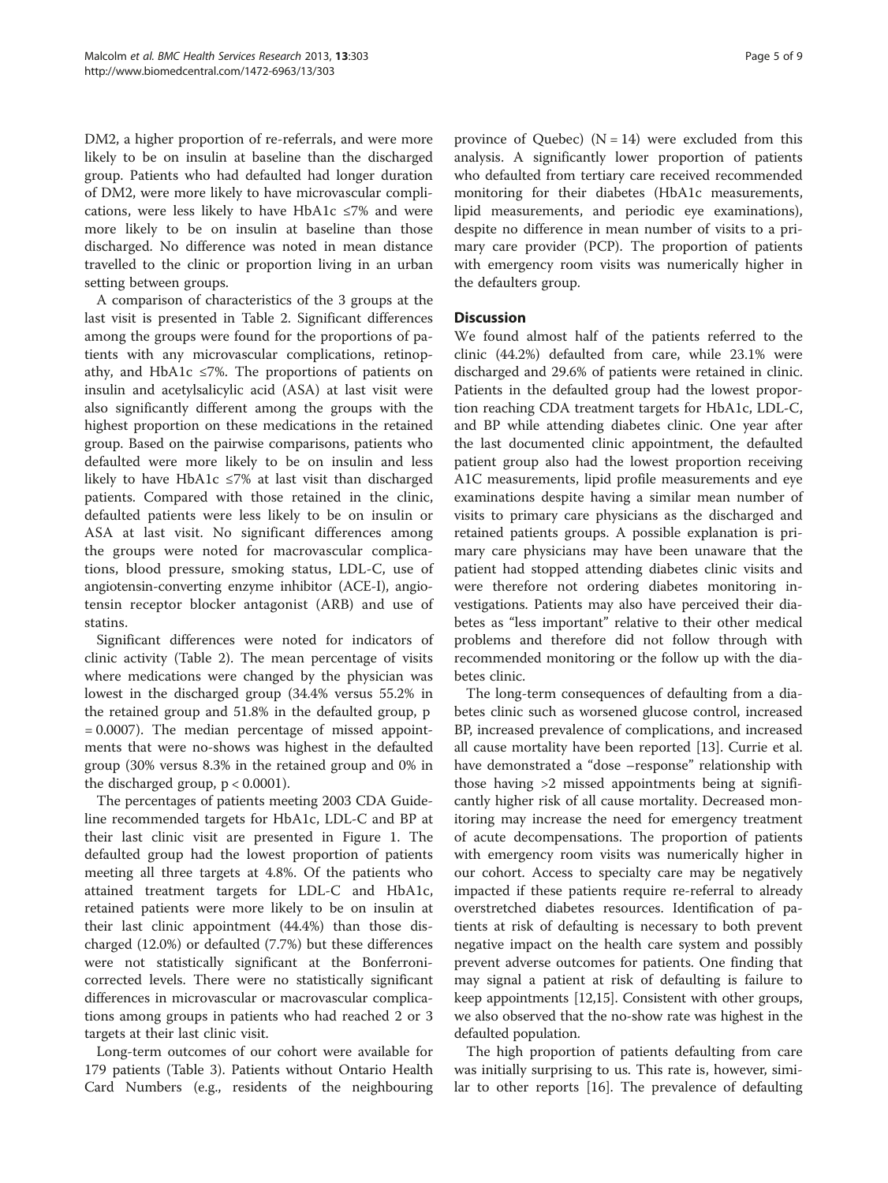DM2, a higher proportion of re-referrals, and were more likely to be on insulin at baseline than the discharged group. Patients who had defaulted had longer duration of DM2, were more likely to have microvascular complications, were less likely to have HbA1c ≤7% and were more likely to be on insulin at baseline than those discharged. No difference was noted in mean distance travelled to the clinic or proportion living in an urban setting between groups.

A comparison of characteristics of the 3 groups at the last visit is presented in Table 2. Significant differences among the groups were found for the proportions of patients with any microvascular complications, retinopathy, and HbA1c ≤7%. The proportions of patients on insulin and acetylsalicylic acid (ASA) at last visit were also significantly different among the groups with the highest proportion on these medications in the retained group. Based on the pairwise comparisons, patients who defaulted were more likely to be on insulin and less likely to have HbA1c ≤7% at last visit than discharged patients. Compared with those retained in the clinic, defaulted patients were less likely to be on insulin or ASA at last visit. No significant differences among the groups were noted for macrovascular complications, blood pressure, smoking status, LDL-C, use of angiotensin-converting enzyme inhibitor (ACE-I), angiotensin receptor blocker antagonist (ARB) and use of statins.

Significant differences were noted for indicators of clinic activity (Table 2). The mean percentage of visits where medications were changed by the physician was lowest in the discharged group (34.4% versus 55.2% in the retained group and 51.8% in the defaulted group, $p = 0.0007$). The median percentage of missed appointments that were no-shows was highest in the defaulted group (30% versus 8.3% in the retained group and 0% in the discharged group, $p < 0.0001$).

The percentages of patients meeting 2003 CDA Guideline recommended targets for HbA1c, LDL-C and BP at their last clinic visit are presented in Figure 1. The defaulted group had the lowest proportion of patients meeting all three targets at 4.8%. Of the patients who attained treatment targets for LDL-C and HbA1c, retained patients were more likely to be on insulin at their last clinic appointment (44.4%) than those discharged (12.0%) or defaulted (7.7%) but these differences were not statistically significant at the Bonferroni-corrected levels. There were no statistically significant differences in microvascular or macrovascular complications among groups in patients who had reached 2 or 3 targets at their last clinic visit.

Long-term outcomes of our cohort were available for 179 patients (Table 3). Patients without Ontario Health Card Numbers (e.g., residents of the neighbouring province of Quebec) (N = 14) were excluded from this analysis. A significantly lower proportion of patients who defaulted from tertiary care received recommended monitoring for their diabetes (HbA1c measurements, lipid measurements, and periodic eye examinations), despite no difference in mean number of visits to a primary care provider (PCP). The proportion of patients with emergency room visits was numerically higher in the defaulters group.

## Discussion

We found almost half of the patients referred to the clinic (44.2%) defaulted from care, while 23.1% were discharged and 29.6% of patients were retained in clinic. Patients in the defaulted group had the lowest proportion reaching CDA treatment targets for HbA1c, LDL-C, and BP while attending diabetes clinic. One year after the last documented clinic appointment, the defaulted patient group also had the lowest proportion receiving A1C measurements, lipid profile measurements and eye examinations despite having a similar mean number of visits to primary care physicians as the discharged and retained patients groups. A possible explanation is primary care physicians may have been unaware that the patient had stopped attending diabetes clinic visits and were therefore not ordering diabetes monitoring investigations. Patients may also have perceived their diabetes as "less important" relative to their other medical problems and therefore did not follow through with recommended monitoring or the follow up with the diabetes clinic.

The long-term consequences of defaulting from a diabetes clinic such as worsened glucose control, increased BP, increased prevalence of complications, and increased all cause mortality have been reported [13]. Currie et al. have demonstrated a "dose –response" relationship with those having >2 missed appointments being at significantly higher risk of all cause mortality. Decreased monitoring may increase the need for emergency treatment of acute decompensations. The proportion of patients with emergency room visits was numerically higher in our cohort. Access to specialty care may be negatively impacted if these patients require re-referral to already overstretched diabetes resources. Identification of patients at risk of defaulting is necessary to both prevent negative impact on the health care system and possibly prevent adverse outcomes for patients. One finding that may signal a patient at risk of defaulting is failure to keep appointments [12,15]. Consistent with other groups, we also observed that the no-show rate was highest in the defaulted population.

The high proportion of patients defaulting from care was initially surprising to us. This rate is, however, similar to other reports [16]. The prevalence of defaulting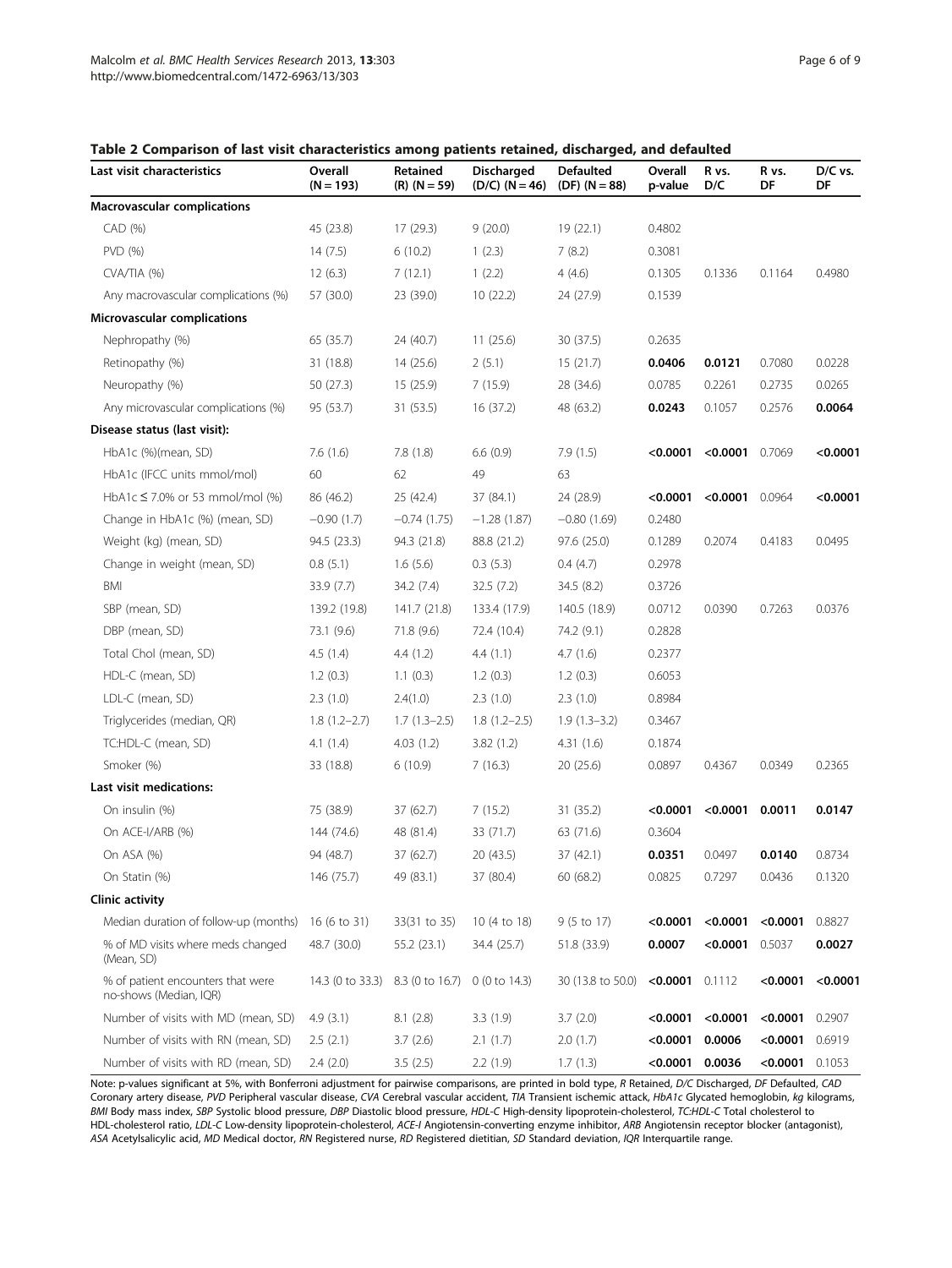**Table 2 Comparison of last visit characteristics among patients retained, discharged, and defaulted**

| Last visit characteristics | Overall (N = 193) | Retained (R) (N = 59) | Discharged (D/C) (N = 46) | Defaulted (DF) (N = 88) | Overall p-value | R vs. D/C | R vs. DF | D/C vs. DF |
|---|---|---|---|---|---|---|---|---|
| **Macrovascular complications** | | | | | | | | |
| CAD (%) | 45 (23.8) | 17 (29.3) | 9 (20.0) | 19 (22.1) | 0.4802 | | | |
| PVD (%) | 14 (7.5) | 6 (10.2) | 1 (2.3) | 7 (8.2) | 0.3081 | | | |
| CVA/TIA (%) | 12 (6.3) | 7 (12.1) | 1 (2.2) | 4 (4.6) | 0.1305 | 0.1336 | 0.1164 | 0.4980 |
| Any macrovascular complications (%) | 57 (30.0) | 23 (39.0) | 10 (22.2) | 24 (27.9) | 0.1539 | | | |
| **Microvascular complications** | | | | | | | | |
| Nephropathy (%) | 65 (35.7) | 24 (40.7) | 11 (25.6) | 30 (37.5) | 0.2635 | | | |
| Retinopathy (%) | 31 (18.8) | 14 (25.6) | 2 (5.1) | 15 (21.7) | **0.0406** | **0.0121** | 0.7080 | 0.0228 |
| Neuropathy (%) | 50 (27.3) | 15 (25.9) | 7 (15.9) | 28 (34.6) | 0.0785 | 0.2261 | 0.2735 | 0.0265 |
| Any microvascular complications (%) | 95 (53.7) | 31 (53.5) | 16 (37.2) | 48 (63.2) | **0.0243** | 0.1057 | 0.2576 | **0.0064** |
| **Disease status (last visit):** | | | | | | | | |
| HbA1c (%)(mean, SD) | 7.6 (1.6) | 7.8 (1.8) | 6.6 (0.9) | 7.9 (1.5) | **<0.0001** | **<0.0001** | 0.7069 | **<0.0001** |
| HbA1c (IFCC units mmol/mol) | 60 | 62 | 49 | 63 | | | | |
| HbA1c ≤ 7.0% or 53 mmol/mol (%) | 86 (46.2) | 25 (42.4) | 37 (84.1) | 24 (28.9) | **<0.0001** | **<0.0001** | 0.0964 | **<0.0001** |
| Change in HbA1c (%) (mean, SD) | −0.90 (1.7) | −0.74 (1.75) | −1.28 (1.87) | −0.80 (1.69) | 0.2480 | | | |
| Weight (kg) (mean, SD) | 94.5 (23.3) | 94.3 (21.8) | 88.8 (21.2) | 97.6 (25.0) | 0.1289 | 0.2074 | 0.4183 | 0.0495 |
| Change in weight (mean, SD) | 0.8 (5.1) | 1.6 (5.6) | 0.3 (5.3) | 0.4 (4.7) | 0.2978 | | | |
| BMI | 33.9 (7.7) | 34.2 (7.4) | 32.5 (7.2) | 34.5 (8.2) | 0.3726 | | | |
| SBP (mean, SD) | 139.2 (19.8) | 141.7 (21.8) | 133.4 (17.9) | 140.5 (18.9) | 0.0712 | 0.0390 | 0.7263 | 0.0376 |
| DBP (mean, SD) | 73.1 (9.6) | 71.8 (9.6) | 72.4 (10.4) | 74.2 (9.1) | 0.2828 | | | |
| Total Chol (mean, SD) | 4.5 (1.4) | 4.4 (1.2) | 4.4 (1.1) | 4.7 (1.6) | 0.2377 | | | |
| HDL-C (mean, SD) | 1.2 (0.3) | 1.1 (0.3) | 1.2 (0.3) | 1.2 (0.3) | 0.6053 | | | |
| LDL-C (mean, SD) | 2.3 (1.0) | 2.4(1.0) | 2.3 (1.0) | 2.3 (1.0) | 0.8984 | | | |
| Triglycerides (median, QR) | 1.8 (1.2–2.7) | 1.7 (1.3–2.5) | 1.8 (1.2–2.5) | 1.9 (1.3–3.2) | 0.3467 | | | |
| TC:HDL-C (mean, SD) | 4.1 (1.4) | 4.03 (1.2) | 3.82 (1.2) | 4.31 (1.6) | 0.1874 | | | |
| Smoker (%) | 33 (18.8) | 6 (10.9) | 7 (16.3) | 20 (25.6) | 0.0897 | 0.4367 | 0.0349 | 0.2365 |
| **Last visit medications:** | | | | | | | | |
| On insulin (%) | 75 (38.9) | 37 (62.7) | 7 (15.2) | 31 (35.2) | **<0.0001** | **<0.0001** | **0.0011** | **0.0147** |
| On ACE-I/ARB (%) | 144 (74.6) | 48 (81.4) | 33 (71.7) | 63 (71.6) | 0.3604 | | | |
| On ASA (%) | 94 (48.7) | 37 (62.7) | 20 (43.5) | 37 (42.1) | **0.0351** | 0.0497 | **0.0140** | 0.8734 |
| On Statin (%) | 146 (75.7) | 49 (83.1) | 37 (80.4) | 60 (68.2) | 0.0825 | 0.7297 | 0.0436 | 0.1320 |
| **Clinic activity** | | | | | | | | |
| Median duration of follow-up (months) | 16 (6 to 31) | 33(31 to 35) | 10 (4 to 18) | 9 (5 to 17) | **<0.0001** | **<0.0001** | **<0.0001** | 0.8827 |
| % of MD visits where meds changed (Mean, SD) | 48.7 (30.0) | 55.2 (23.1) | 34.4 (25.7) | 51.8 (33.9) | **0.0007** | **<0.0001** | 0.5037 | **0.0027** |
| % of patient encounters that were no-shows (Median, IQR) | 14.3 (0 to 33.3) | 8.3 (0 to 16.7) | 0 (0 to 14.3) | 30 (13.8 to 50.0) | **<0.0001** | 0.1112 | **<0.0001** | **<0.0001** |
| Number of visits with MD (mean, SD) | 4.9 (3.1) | 8.1 (2.8) | 3.3 (1.9) | 3.7 (2.0) | **<0.0001** | **<0.0001** | **<0.0001** | 0.2907 |
| Number of visits with RN (mean, SD) | 2.5 (2.1) | 3.7 (2.6) | 2.1 (1.7) | 2.0 (1.7) | **<0.0001** | **0.0006** | **<0.0001** | 0.6919 |
| Number of visits with RD (mean, SD) | 2.4 (2.0) | 3.5 (2.5) | 2.2 (1.9) | 1.7 (1.3) | **<0.0001** | **0.0036** | **<0.0001** | 0.1053 |

Note: p-values significant at 5%, with Bonferroni adjustment for pairwise comparisons, are printed in bold type, *R* Retained, *D/C* Discharged, *DF* Defaulted, *CAD* Coronary artery disease, *PVD* Peripheral vascular disease, *CVA* Cerebral vascular accident, *TIA* Transient ischemic attack, *HbA1c* Glycated hemoglobin, *kg* kilograms, *BMI* Body mass index, *SBP* Systolic blood pressure, *DBP* Diastolic blood pressure, *HDL-C* High-density lipoprotein-cholesterol, *TC:HDL-C* Total cholesterol to HDL-cholesterol ratio, *LDL-C* Low-density lipoprotein-cholesterol, *ACE-I* Angiotensin-converting enzyme inhibitor, *ARB* Angiotensin receptor blocker (antagonist), *ASA* Acetylsalicylic acid, *MD* Medical doctor, *RN* Registered nurse, *RD* Registered dietitian, *SD* Standard deviation, *IQR* Interquartile range.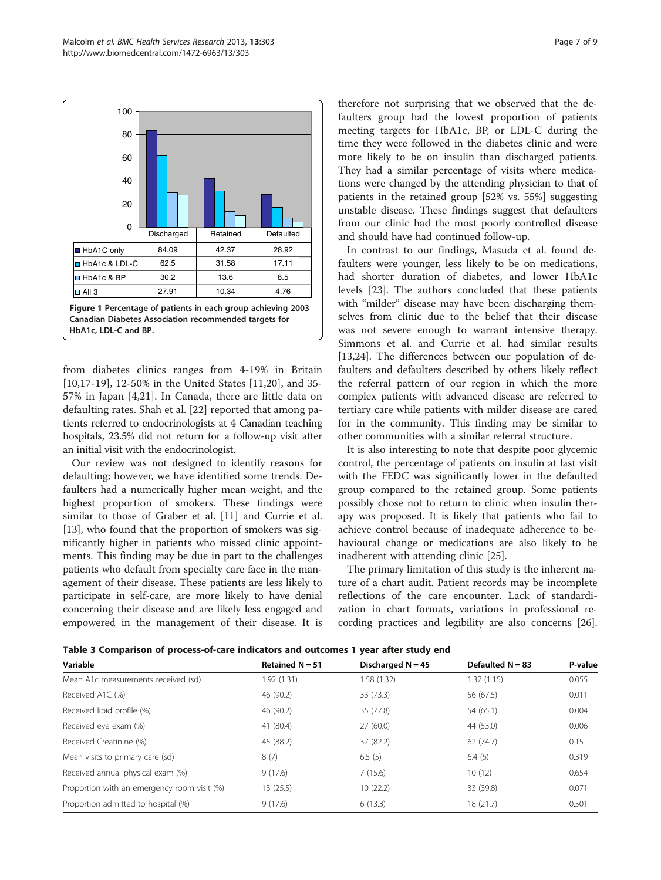100

80

60

40

20

0

Discharged Retained Defaulted

HbA1C only 84.09 42.37 28.92

HbA1c & LDL-C 62.5 31.58 17.11

HbA1c & BP 30.2 13.6 8.5

All 3 27.91 10.34 4.76

**Figure 1 Percentage of patients in each group achieving 2003 Canadian Diabetes Association recommended targets for HbA1c, LDL-C and BP.**

from diabetes clinics ranges from 4-19% in Britain [10,17-19], 12-50% in the United States [11,20], and 35-57% in Japan [4,21]. In Canada, there are little data on defaulting rates. Shah et al. [22] reported that among patients referred to endocrinologists at 4 Canadian teaching hospitals, 23.5% did not return for a follow-up visit after an initial visit with the endocrinologist.

Our review was not designed to identify reasons for defaulting; however, we have identified some trends. Defaulters had a numerically higher mean weight, and the highest proportion of smokers. These findings were similar to those of Graber et al. [11] and Currie et al. [13], who found that the proportion of smokers was significantly higher in patients who missed clinic appointments. This finding may be due in part to the challenges patients who default from specialty care face in the management of their disease. These patients are less likely to participate in self-care, are more likely to have denial concerning their disease and are likely less engaged and empowered in the management of their disease. It is therefore not surprising that we observed that the defaulters group had the lowest proportion of patients meeting targets for HbA1c, BP, or LDL-C during the time they were followed in the diabetes clinic and were more likely to be on insulin than discharged patients. They had a similar percentage of visits where medications were changed by the attending physician to that of patients in the retained group [52% vs. 55%] suggesting unstable disease. These findings suggest that defaulters from our clinic had the most poorly controlled disease and should have had continued follow-up.

In contrast to our findings, Masuda et al. found defaulters were younger, less likely to be on medications, had shorter duration of diabetes, and lower HbA1c levels [23]. The authors concluded that these patients with "milder" disease may have been discharging themselves from clinic due to the belief that their disease was not severe enough to warrant intensive therapy. Simmons et al. and Currie et al. had similar results [13,24]. The differences between our population of defaulters and defaulters described by others likely reflect the referral pattern of our region in which the more complex patients with advanced disease are referred to tertiary care while patients with milder disease are cared for in the community. This finding may be similar to other communities with a similar referral structure.

It is also interesting to note that despite poor glycemic control, the percentage of patients on insulin at last visit with the FEDC was significantly lower in the defaulted group compared to the retained group. Some patients possibly chose not to return to clinic when insulin therapy was proposed. It is likely that patients who fail to achieve control because of inadequate adherence to behavioural change or medications are also likely to be inadherent with attending clinic [25].

The primary limitation of this study is the inherent nature of a chart audit. Patient records may be incomplete reflections of the care encounter. Lack of standardization in chart formats, variations in professional recording practices and legibility are also concerns [26].

**Table 3 Comparison of process-of-care indicators and outcomes 1 year after study end**

| Variable | Retained N = 51 | Discharged N = 45 | Defaulted N = 83 | P-value |
|---|---|---|---|---|
| Mean A1c measurements received (sd) | 1.92 (1.31) | 1.58 (1.32) | 1.37 (1.15) | 0.055 |
| Received A1C (%) | 46 (90.2) | 33 (73.3) | 56 (67.5) | 0.011 |
| Received lipid profile (%) | 46 (90.2) | 35 (77.8) | 54 (65.1) | 0.004 |
| Received eye exam (%) | 41 (80.4) | 27 (60.0) | 44 (53.0) | 0.006 |
| Received Creatinine (%) | 45 (88.2) | 37 (82.2) | 62 (74.7) | 0.15 |
| Mean visits to primary care (sd) | 8 (7) | 6.5 (5) | 6.4 (6) | 0.319 |
| Received annual physical exam (%) | 9 (17.6) | 7 (15.6) | 10 (12) | 0.654 |
| Proportion with an emergency room visit (%) | 13 (25.5) | 10 (22.2) | 33 (39.8) | 0.071 |
| Proportion admitted to hospital (%) | 9 (17.6) | 6 (13.3) | 18 (21.7) | 0.501 |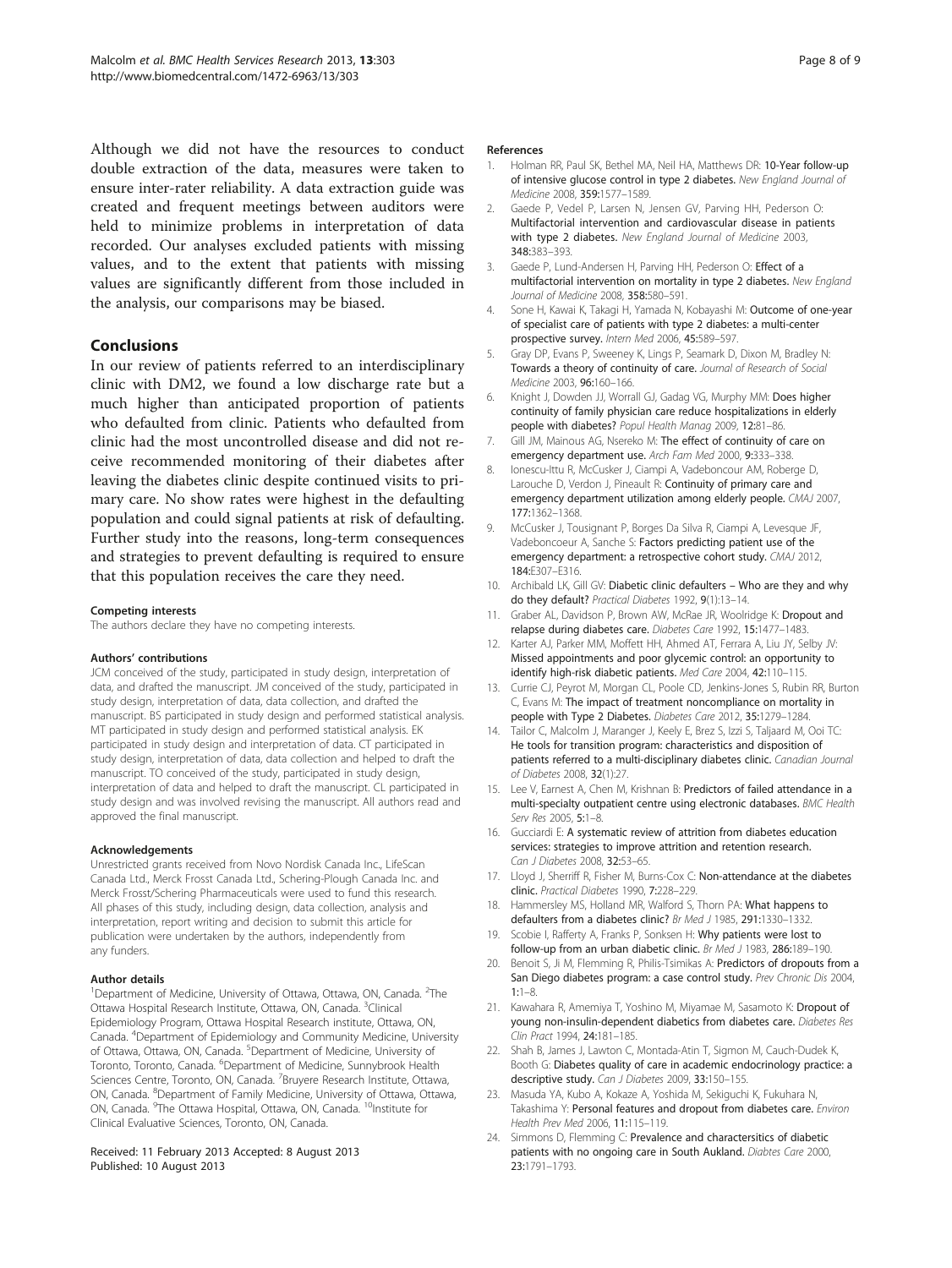Although we did not have the resources to conduct double extraction of the data, measures were taken to ensure inter-rater reliability. A data extraction guide was created and frequent meetings between auditors were held to minimize problems in interpretation of data recorded. Our analyses excluded patients with missing values, and to the extent that patients with missing values are significantly different from those included in the analysis, our comparisons may be biased.

## Conclusions

In our review of patients referred to an interdisciplinary clinic with DM2, we found a low discharge rate but a much higher than anticipated proportion of patients who defaulted from clinic. Patients who defaulted from clinic had the most uncontrolled disease and did not receive recommended monitoring of their diabetes after leaving the diabetes clinic despite continued visits to primary care. No show rates were highest in the defaulting population and could signal patients at risk of defaulting. Further study into the reasons, long-term consequences and strategies to prevent defaulting is required to ensure that this population receives the care they need.

#### Competing interests

The authors declare they have no competing interests.

#### Authors' contributions

JCM conceived of the study, participated in study design, interpretation of data, and drafted the manuscript. JM conceived of the study, participated in study design, interpretation of data, data collection, and drafted the manuscript. BS participated in study design and performed statistical analysis. MT participated in study design and performed statistical analysis. EK participated in study design and interpretation of data. CT participated in study design, interpretation of data, data collection and helped to draft the manuscript. TO conceived of the study, participated in study design, interpretation of data and helped to draft the manuscript. CL participated in study design and was involved revising the manuscript. All authors read and approved the final manuscript.

#### Acknowledgements

Unrestricted grants received from Novo Nordisk Canada Inc., LifeScan Canada Ltd., Merck Frosst Canada Ltd., Schering-Plough Canada Inc. and Merck Frosst/Schering Pharmaceuticals were used to fund this research. All phases of this study, including design, data collection, analysis and interpretation, report writing and decision to submit this article for publication were undertaken by the authors, independently from any funders.

#### Author details

[1]Department of Medicine, University of Ottawa, Ottawa, ON, Canada. [2]The Ottawa Hospital Research Institute, Ottawa, ON, Canada. [3]Clinical Epidemiology Program, Ottawa Hospital Research institute, Ottawa, ON, Canada. [4]Department of Epidemiology and Community Medicine, University of Ottawa, Ottawa, ON, Canada. [5]Department of Medicine, University of Toronto, Toronto, Canada. [6]Department of Medicine, Sunnybrook Health Sciences Centre, Toronto, ON, Canada. [7]Bruyere Research Institute, Ottawa, ON, Canada. [8]Department of Family Medicine, University of Ottawa, Ottawa, ON, Canada. [9]The Ottawa Hospital, Ottawa, ON, Canada. [10]Institute for Clinical Evaluative Sciences, Toronto, ON, Canada.

Received: 11 February 2013 Accepted: 8 August 2013
Published: 10 August 2013

#### References

1. Holman RR, Paul SK, Bethel MA, Neil HA, Matthews DR: **10-Year follow-up of intensive glucose control in type 2 diabetes.** *New England Journal of Medicine* 2008, **359:**1577–1589.
2. Gaede P, Vedel P, Larsen N, Jensen GV, Parving HH, Pederson O: **Multifactorial intervention and cardiovascular disease in patients with type 2 diabetes.** *New England Journal of Medicine* 2003, **348:**383–393.
3. Gaede P, Lund-Andersen H, Parving HH, Pederson O: **Effect of a multifactorial intervention on mortality in type 2 diabetes.** *New England Journal of Medicine* 2008, **358:**580–591.
4. Sone H, Kawai K, Takagi H, Yamada N, Kobayashi M: **Outcome of one-year of specialist care of patients with type 2 diabetes: a multi-center prospective survey.** *Intern Med* 2006, **45:**589–597.
5. Gray DP, Evans P, Sweeney K, Lings P, Seamark D, Dixon M, Bradley N: **Towards a theory of continuity of care.** *Journal of Research of Social Medicine* 2003, **96:**160–166.
6. Knight J, Dowden JJ, Worrall GJ, Gadag VG, Murphy MM: **Does higher continuity of family physician care reduce hospitalizations in elderly people with diabetes?** *Popul Health Manag* 2009, **12:**81–86.
7. Gill JM, Mainous AG, Nsereko M: **The effect of continuity of care on emergency department use.** *Arch Fam Med* 2000, **9:**333–338.
8. Ionescu-Ittu R, McCusker J, Ciampi A, Vadeboncour AM, Roberge D, Larouche D, Verdon J, Pineault R: **Continuity of primary care and emergency department utilization among elderly people.** *CMAJ* 2007, **177:**1362–1368.
9. McCusker J, Tousignant P, Borges Da Silva R, Ciampi A, Levesque JF, Vadeboncoeur A, Sanche S: **Factors predicting patient use of the emergency department: a retrospective cohort study.** *CMAJ* 2012, **184:**E307–E316.
10. Archibald LK, Gill GV: **Diabetic clinic defaulters – Who are they and why do they default?** *Practical Diabetes* 1992, **9**(1):13–14.
11. Graber AL, Davidson P, Brown AW, McRae JR, Woolridge K: **Dropout and relapse during diabetes care.** *Diabetes Care* 1992, **15:**1477–1483.
12. Karter AJ, Parker MM, Moffett HH, Ahmed AT, Ferrara A, Liu JY, Selby JV: **Missed appointments and poor glycemic control: an opportunity to identify high-risk diabetic patients.** *Med Care* 2004, **42:**110–115.
13. Currie CJ, Peyrot M, Morgan CL, Poole CD, Jenkins-Jones S, Rubin RR, Burton C, Evans M: **The impact of treatment noncompliance on mortality in people with Type 2 Diabetes.** *Diabetes Care* 2012, **35:**1279–1284.
14. Tailor C, Malcolm J, Maranger J, Keely E, Brez S, Izzi S, Taljaard M, Ooi TC: **He tools for transition program: characteristics and disposition of patients referred to a multi-disciplinary diabetes clinic.** *Canadian Journal of Diabetes* 2008, **32**(1):27.
15. Lee V, Earnest A, Chen M, Krishnan B: **Predictors of failed attendance in a multi-specialty outpatient centre using electronic databases.** *BMC Health Serv Res* 2005, **5:**1–8.
16. Gucciardi E: **A systematic review of attrition from diabetes education services: strategies to improve attrition and retention research.** *Can J Diabetes* 2008, **32:**53–65.
17. Lloyd J, Sherriff R, Fisher M, Burns-Cox C: **Non-attendance at the diabetes clinic.** *Practical Diabetes* 1990, **7:**228–229.
18. Hammersley MS, Holland MR, Walford S, Thorn PA: **What happens to defaulters from a diabetes clinic?** *Br Med J* 1985, **291:**1330–1332.
19. Scobie I, Rafferty A, Franks P, Sonksen H: **Why patients were lost to follow-up from an urban diabetic clinic.** *Br Med J* 1983, **286:**189–190.
20. Benoit S, Ji M, Flemming R, Philis-Tsimikas A: **Predictors of dropouts from a San Diego diabetes program: a case control study.** *Prev Chronic Dis* 2004, **1:**1–8.
21. Kawahara R, Amemiya T, Yoshino M, Miyamae M, Sasamoto K: **Dropout of young non-insulin-dependent diabetics from diabetes care.** *Diabetes Res Clin Pract* 1994, **24:**181–185.
22. Shah B, James J, Lawton C, Montada-Atin T, Sigmon M, Cauch-Dudek K, Booth G: **Diabetes quality of care in academic endocrinology practice: a descriptive study.** *Can J Diabetes* 2009, **33:**150–155.
23. Masuda YA, Kubo A, Kokaze A, Yoshida M, Sekiguchi K, Fukuhara N, Takashima Y: **Personal features and dropout from diabetes care.** *Environ Health Prev Med* 2006, **11:**115–119.
24. Simmons D, Flemming C: **Prevalence and charactersitics of diabetic patients with no ongoing care in South Aukland.** *Diabtes Care* 2000, **23:**1791–1793.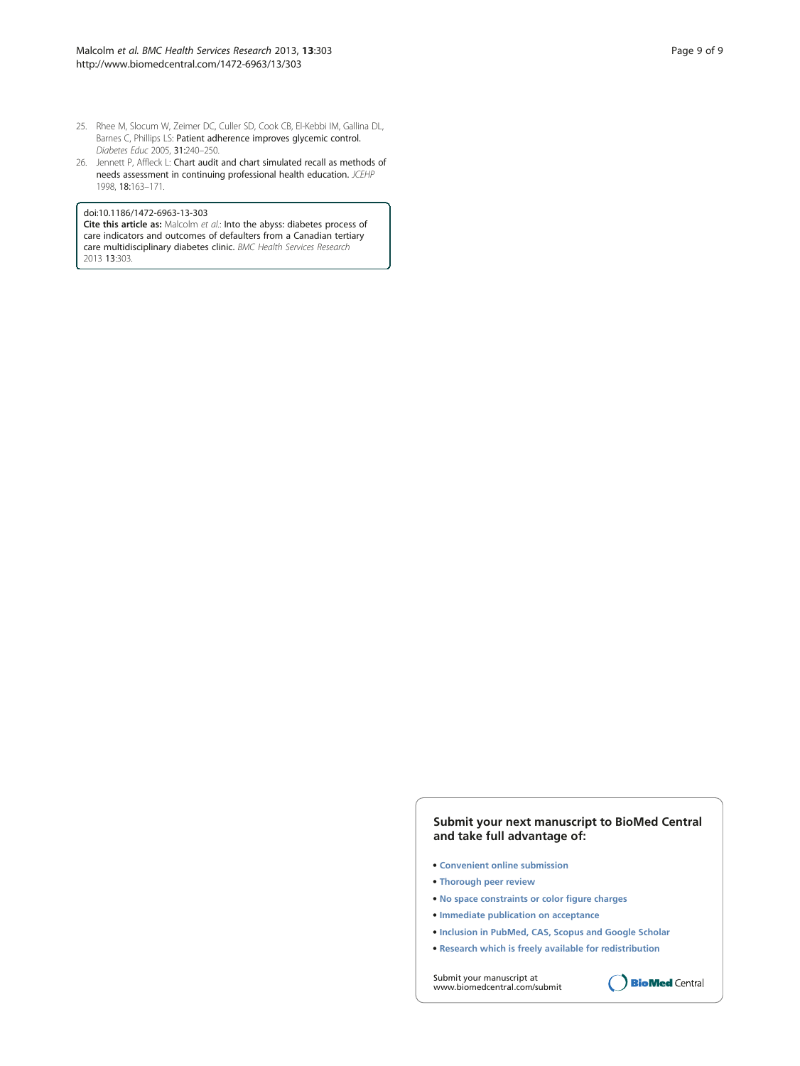25. Rhee M, Slocum W, Zeimer DC, Culler SD, Cook CB, El-Kebbi IM, Gallina DL, Barnes C, Phillips LS: **Patient adherence improves glycemic control.** *Diabetes Educ* 2005, **31:**240–250.
26. Jennett P, Affleck L: **Chart audit and chart simulated recall as methods of needs assessment in continuing professional health education.** *JCEHP* 1998, **18:**163–171.

doi:10.1186/1472-6963-13-303

**Cite this article as:** Malcolm *et al.*: Into the abyss: diabetes process of care indicators and outcomes of defaulters from a Canadian tertiary care multidisciplinary diabetes clinic. *BMC Health Services Research* 2013 **13**:303.

**Submit your next manuscript to BioMed Central and take full advantage of:**

- **Convenient online submission**
- **Thorough peer review**
- **No space constraints or color figure charges**
- **Immediate publication on acceptance**
- **Inclusion in PubMed, CAS, Scopus and Google Scholar**
- **Research which is freely available for redistribution**

Submit your manuscript at
www.biomedcentral.com/submit

BioMed Central